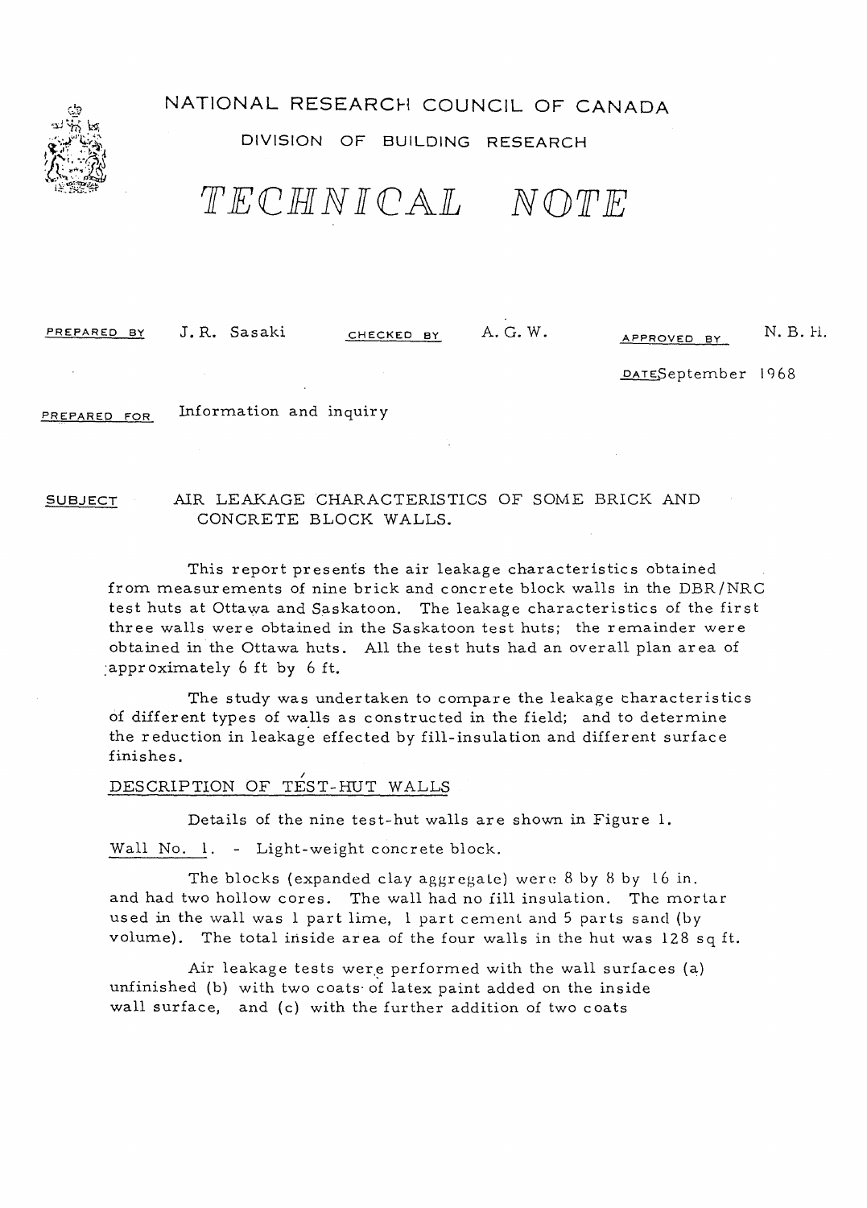# NATIONAL RESEARCH COUNCIL OF CANADA

## DIVISION OF BUILDING RESEARCH

# TECHNICAL NOTE

PREPARED BY J. R. Sasaki CHECKED BY A. G. W. APPROVED BY N. B. H.

DATE September 1968

PREPARED FOR Information and inquiry

SUBJECT AIR LEAKAGE CHARACTERISTICS OF SOME BRICK AND CONCRETE BLOCK WALLS.

This report presents the air leakage characteristics obtained from measurements of nine brick and concrete block walls in the DBR/NRC test huts at Ottawa and Saskatoon. The leakage characteristics of the first three walls were obtained in the Saskatoon test huts; the remainder were obtained in the Ottawa huts. All the test huts had an overall plan area of approximately 6 ft by 6 ft.

The study was undertaken to compare the leakage characteristics of different types of walls as constructed in the field; and to determine the reduction in leakage effected by fill-insulation and different surface finishes.

## DESCRIPTION OF TEST-HUT WALLS

Details of the nine test-hut walls are shown in Figure 1.

Wall No. 1. - Light-weight concrete block.

The blocks (expanded clay aggregate) were 8 by 8 by 16 in. and had two hollow cores. The wall had no fill insulation. The mortar used in the wall was 1 part lime, 1 part cement and 5 parts sand (by volume). The total inside area of the four walls in the hut was 128 sq ft.

Air leakage tests were performed with the wall surfaces (a) unfinished (b) with two coats of latex paint added on the inside wall surface, and (c) with the further addition of two coats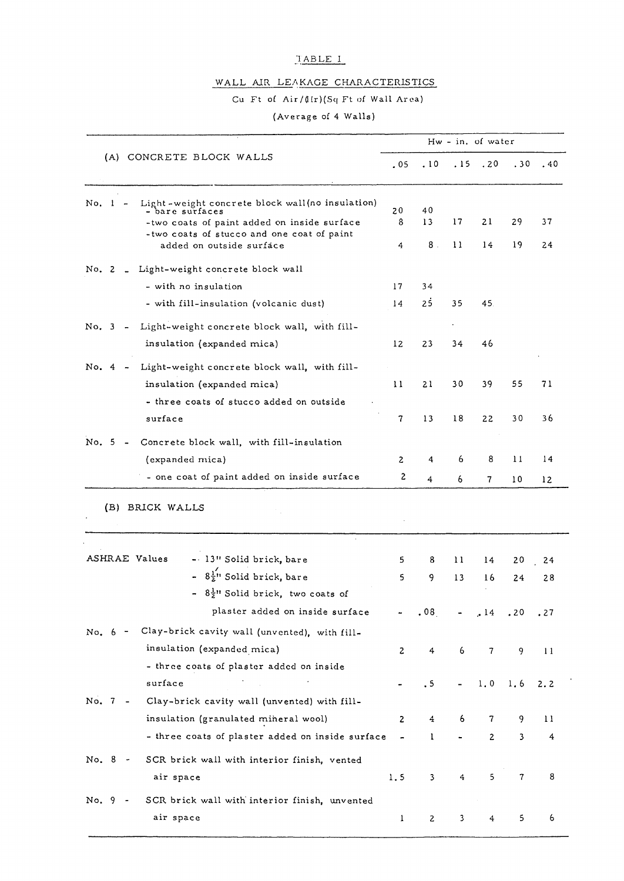TABLE I

WALL AIR LEAKAGE CHARACTERISTICS

Cu Ft of Air/(Hr)(Sq Ft of Wall Area)

(Average of 4 Walls)

| (A) CONCRETE BLOCK WALLS | Hw - in. of water | | | | | |
|---|---|---|---|---|---|---|
| | .05 | .10 | .15 | .20 | .30 | .40 |
| No. 1 - Light-weight concrete block wall (no insulation) - bare surfaces | 20 | 40 | | | | |
| -two coats of paint added on inside surface | 8 | 13 | 17 | 21 | 29 | 37 |
| -two coats of stucco and one coat of paint added on outside surface | 4 | 8 | 11 | 14 | 19 | 24 |
| No. 2 - Light-weight concrete block wall | | | | | | |
| - with no insulation | 17 | 34 | | | | |
| - with fill-insulation (volcanic dust) | 14 | 25 | 35 | 45 | | |
| No. 3 - Light-weight concrete block wall, with fill-insulation (expanded mica) | 12 | 23 | 34 | 46 | | |
| No. 4 - Light-weight concrete block wall, with fill-insulation (expanded mica) | 11 | 21 | 30 | 39 | 55 | 71 |
| - three coats of stucco added on outside surface | 7 | 13 | 18 | 22 | 30 | 36 |
| No. 5 - Concrete block wall, with fill-insulation (expanded mica) | 2 | 4 | 6 | 8 | 11 | 14 |
| - one coat of paint added on inside surface | 2 | 4 | 6 | 7 | 10 | 12 |
| **(B) BRICK WALLS** | | | | | | |
| ASHRAE Values - 13" Solid brick, bare | 5 | 8 | 11 | 14 | 20 | 24 |
| - $8\frac{1}{2}$" Solid brick, bare | 5 | 9 | 13 | 16 | 24 | 28 |
| - $8\frac{1}{2}$" Solid brick, two coats of plaster added on inside surface | - | .08 | - | .14 | .20 | .27 |
| No. 6 - Clay-brick cavity wall (unvented), with fill-insulation (expanded mica) | 2 | 4 | 6 | 7 | 9 | 11 |
| - three coats of plaster added on inside surface | - | .5 | - | 1.0 | 1.6 | 2.2 |
| No. 7 - Clay-brick cavity wall (unvented) with fill-insulation (granulated mineral wool) | 2 | 4 | 6 | 7 | 9 | 11 |
| - three coats of plaster added on inside surface | - | 1 | - | 2 | 3 | 4 |
| No. 8 - SCR brick wall with interior finish, vented air space | 1.5 | 3 | 4 | 5 | 7 | 8 |
| No. 9 - SCR brick wall with interior finish, unvented air space | 1 | 2 | 3 | 4 | 5 | 6 |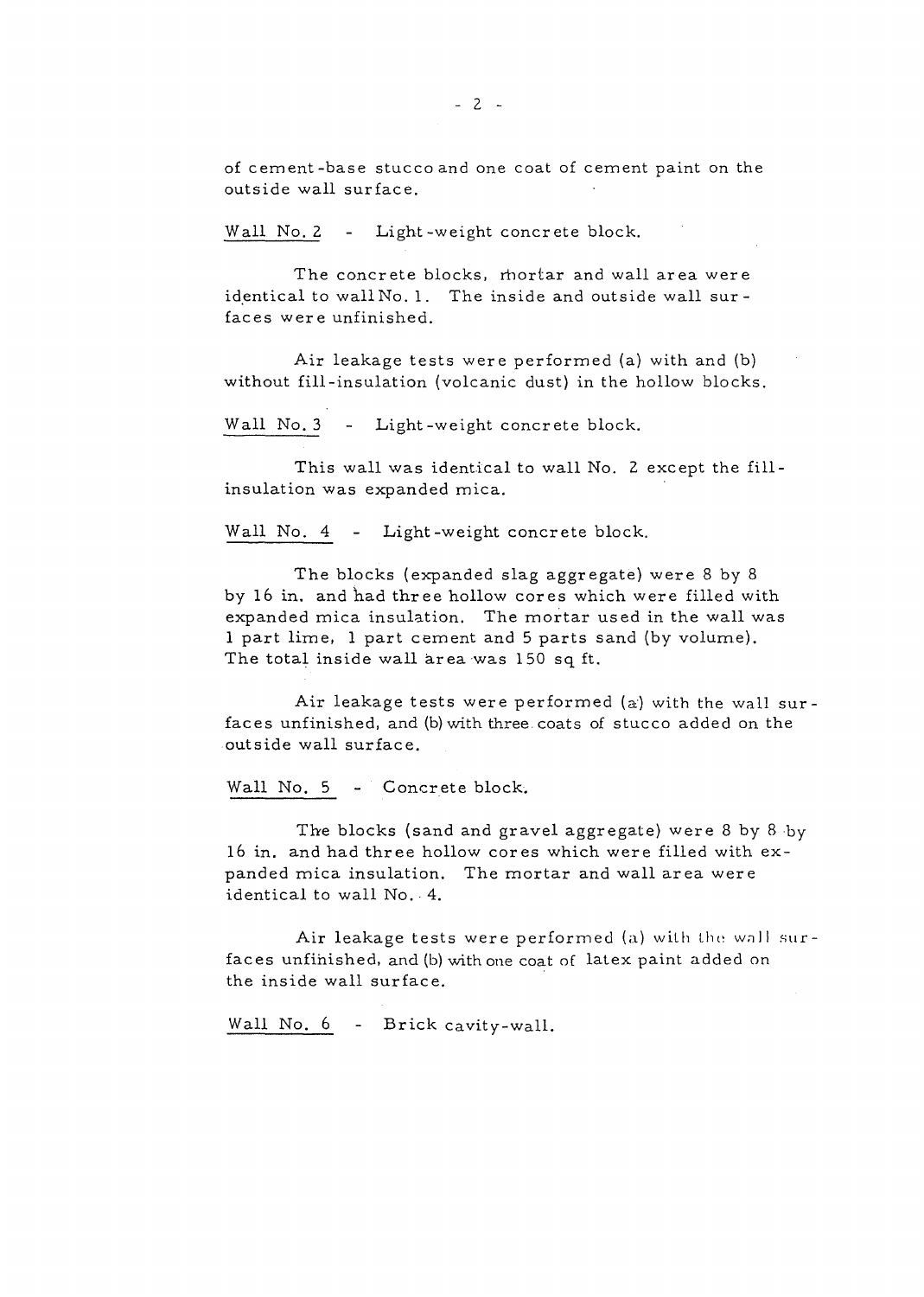of cement-base stucco and one coat of cement paint on the outside wall surface.

<u>Wall No. 2</u> - Light-weight concrete block.

The concrete blocks, mortar and wall area were identical to wall No. 1. The inside and outside wall surfaces were unfinished.

Air leakage tests were performed (a) with and (b) without fill-insulation (volcanic dust) in the hollow blocks.

<u>Wall No. 3</u> - Light-weight concrete block.

This wall was identical to wall No. 2 except the fill-insulation was expanded mica.

<u>Wall No. 4</u> - Light-weight concrete block.

The blocks (expanded slag aggregate) were 8 by 8 by 16 in. and had three hollow cores which were filled with expanded mica insulation. The mortar used in the wall was 1 part lime, 1 part cement and 5 parts sand (by volume). The total inside wall area was 150 sq ft.

Air leakage tests were performed (a) with the wall surfaces unfinished, and (b) with three coats of stucco added on the outside wall surface.

<u>Wall No. 5</u> - Concrete block.

The blocks (sand and gravel aggregate) were 8 by 8 by 16 in. and had three hollow cores which were filled with expanded mica insulation. The mortar and wall area were identical to wall No. 4.

Air leakage tests were performed (a) with the wall surfaces unfinished, and (b) with one coat of latex paint added on the inside wall surface.

<u>Wall No. 6</u> - Brick cavity-wall.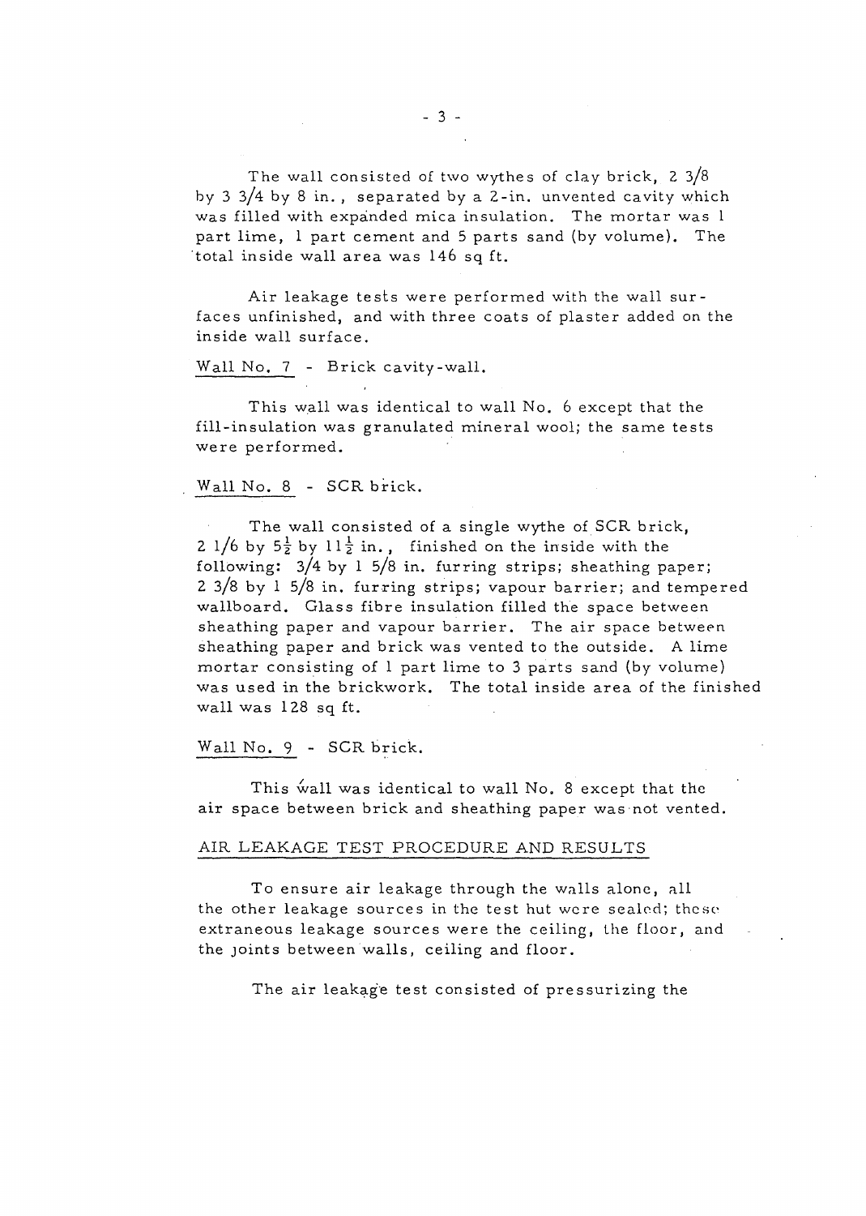The wall consisted of two wythes of clay brick, 2 3/8 by 3 3/4 by 8 in., separated by a 2-in. unvented cavity which was filled with expanded mica insulation. The mortar was 1 part lime, 1 part cement and 5 parts sand (by volume). The total inside wall area was 146 sq ft.

Air leakage tests were performed with the wall surfaces unfinished, and with three coats of plaster added on the inside wall surface.

Wall No. 7 - Brick cavity-wall.

This wall was identical to wall No. 6 except that the fill-insulation was granulated mineral wool; the same tests were performed.

Wall No. 8 - SCR brick.

The wall consisted of a single wythe of SCR brick, 2 1/6 by $5\frac{1}{2}$ by $11\frac{1}{2}$ in., finished on the inside with the following: 3/4 by 1 5/8 in. furring strips; sheathing paper; 2 3/8 by 1 5/8 in. furring strips; vapour barrier; and tempered wallboard. Glass fibre insulation filled the space between sheathing paper and vapour barrier. The air space between sheathing paper and brick was vented to the outside. A lime mortar consisting of 1 part lime to 3 parts sand (by volume) was used in the brickwork. The total inside area of the finished wall was 128 sq ft.

Wall No. 9 - SCR brick.

This wall was identical to wall No. 8 except that the air space between brick and sheathing paper was not vented.

## AIR LEAKAGE TEST PROCEDURE AND RESULTS

To ensure air leakage through the walls alone, all the other leakage sources in the test hut were sealed; these extraneous leakage sources were the ceiling, the floor, and the joints between walls, ceiling and floor.

The air leakage test consisted of pressurizing the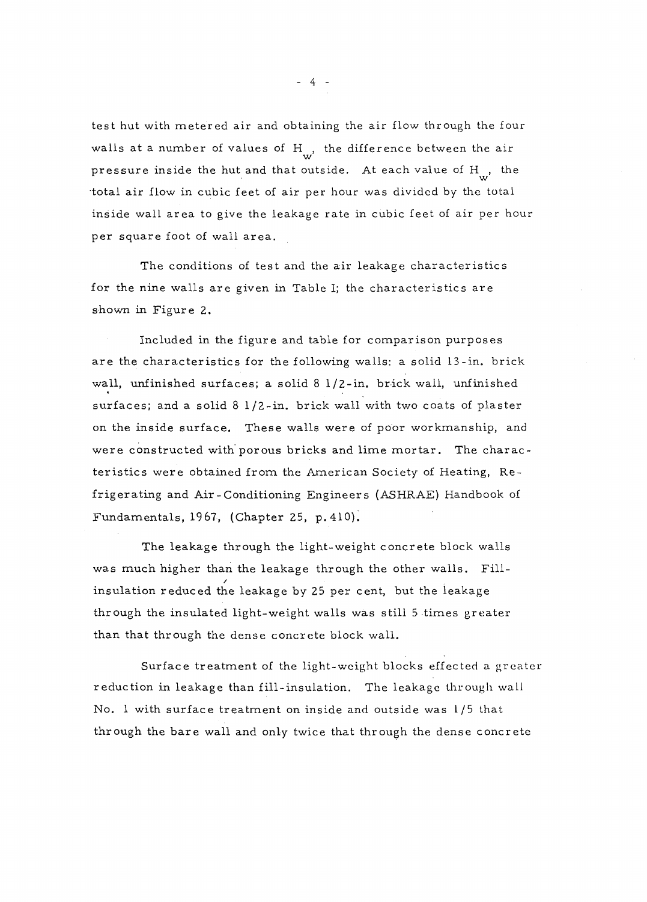test hut with metered air and obtaining the air flow through the four walls at a number of values of $H_w$, the difference between the air pressure inside the hut and that outside. At each value of $H_w$, the total air flow in cubic feet of air per hour was divided by the total inside wall area to give the leakage rate in cubic feet of air per hour per square foot of wall area.

The conditions of test and the air leakage characteristics for the nine walls are given in Table I; the characteristics are shown in Figure 2.

Included in the figure and table for comparison purposes are the characteristics for the following walls: a solid 13-in. brick wall, unfinished surfaces; a solid 8 1/2-in. brick wall, unfinished surfaces; and a solid 8 1/2-in. brick wall with two coats of plaster on the inside surface. These walls were of poor workmanship, and were constructed with porous bricks and lime mortar. The characteristics were obtained from the American Society of Heating, Refrigerating and Air-Conditioning Engineers (ASHRAE) Handbook of Fundamentals, 1967, (Chapter 25, p.410).

The leakage through the light-weight concrete block walls was much higher than the leakage through the other walls. Fill-insulation reduced the leakage by 25 per cent, but the leakage through the insulated light-weight walls was still 5 times greater than that through the dense concrete block wall.

Surface treatment of the light-weight blocks effected a greater reduction in leakage than fill-insulation. The leakage through wall No. 1 with surface treatment on inside and outside was 1/5 that through the bare wall and only twice that through the dense concrete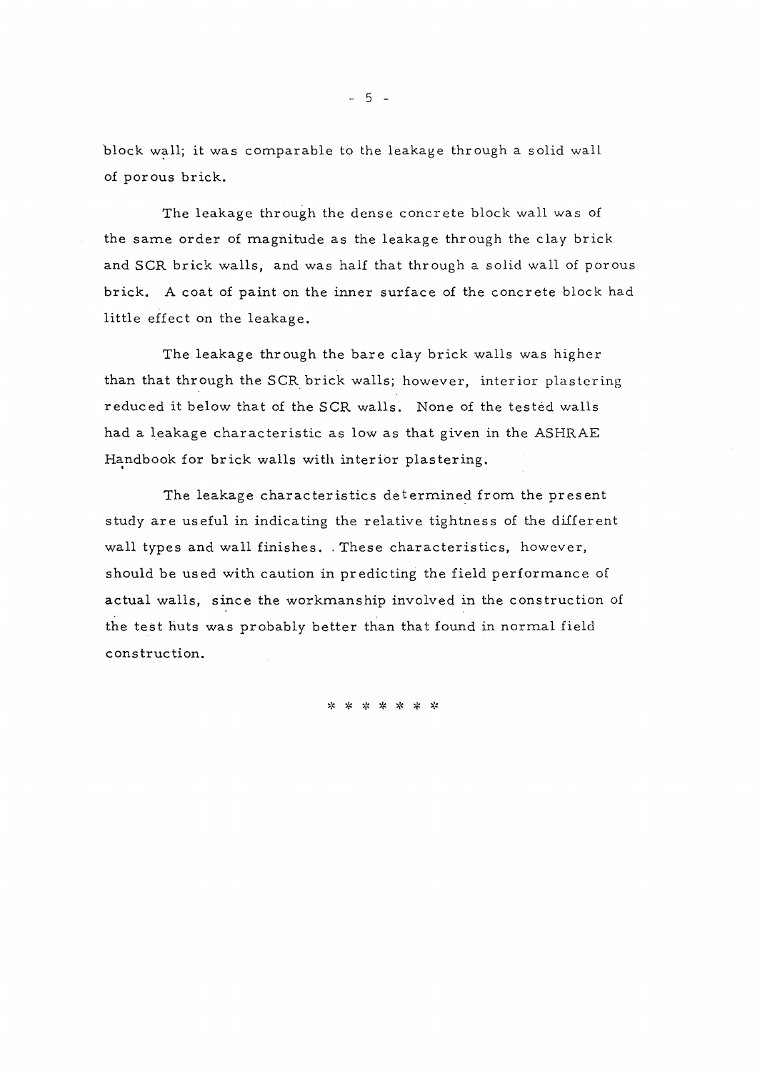block wall; it was comparable to the leakage through a solid wall of porous brick.

The leakage through the dense concrete block wall was of the same order of magnitude as the leakage through the clay brick and SCR brick walls, and was half that through a solid wall of porous brick. A coat of paint on the inner surface of the concrete block had little effect on the leakage.

The leakage through the bare clay brick walls was higher than that through the SCR brick walls; however, interior plastering reduced it below that of the SCR walls. None of the tested walls had a leakage characteristic as low as that given in the ASHRAE Handbook for brick walls with interior plastering.

The leakage characteristics determined from the present study are useful in indicating the relative tightness of the different wall types and wall finishes. These characteristics, however, should be used with caution in predicting the field performance of actual walls, since the workmanship involved in the construction of the test huts was probably better than that found in normal field construction.

* * * * * * *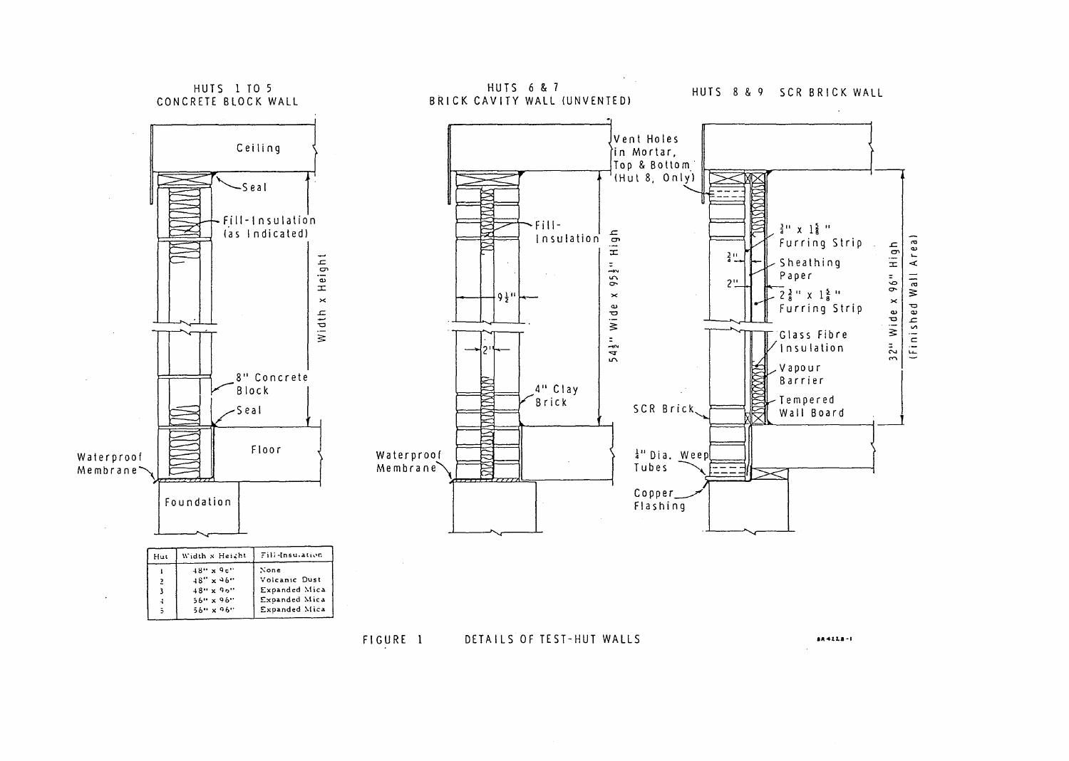HUTS 1 TO 5
CONCRETE BLOCK WALL

Ceiling

Seal

Fill-Insulation (as Indicated)

Width x Height

8" Concrete Block

Seal

Floor

Waterproof Membrane

Foundation

| Hut | Width x Height | Fill-Insulation |
|---|---|---|
| 1 | 48" x 96" | None |
| 2 | 48" x 96" | Volcanic Dust |
| 3 | 48" x 96" | Expanded Mica |
| 4 | 56" x 96" | Expanded Mica |
| 5 | 56" x 96" | Expanded Mica |

HUTS 6 & 7
BRICK CAVITY WALL (UNVENTED)

Fill-Insulation

$9\frac{1}{2}$"

2"

4" Clay Brick

$54\frac{1}{2}$" Wide x $95\frac{1}{2}$" High

Waterproof Membrane

HUTS 8 & 9 SCR BRICK WALL

Vent Holes in Mortar, Top & Bottom (Hut 8, Only)

$\frac{3}{4}$" x $1\frac{5}{8}$" Furring Strip

$\frac{3}{4}$"

Sheathing Paper

2"

$2\frac{3}{8}$" x $1\frac{5}{8}$" Furring Strip

Glass Fibre Insulation

Vapour Barrier

Tempered Wall Board

SCR Brick

$\frac{1}{4}$" Dia. Weep Tubes

Copper Flashing

32" Wide x 96" High (Finished Wall Area)

FIGURE 1 DETAILS OF TEST-HUT WALLS

BR 4228-1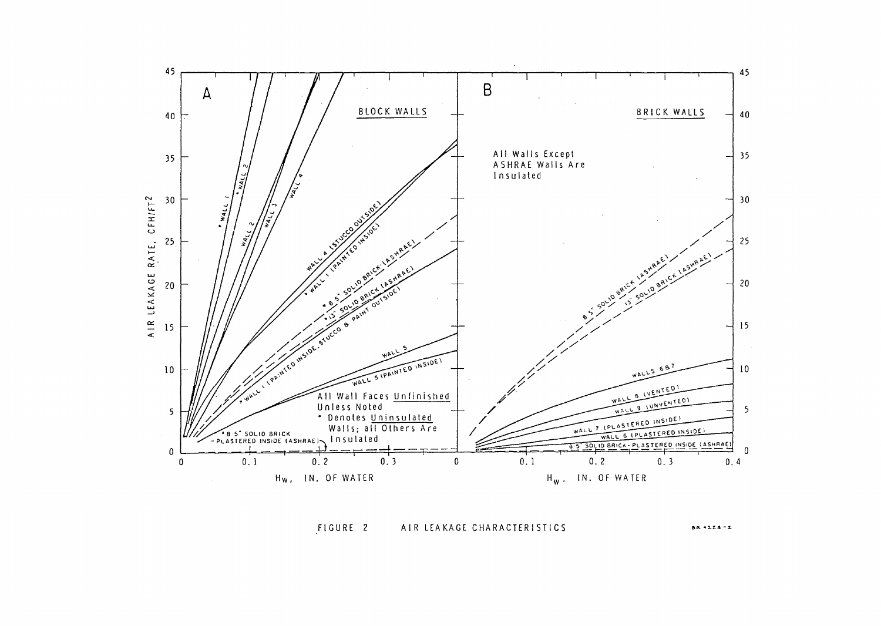A

BLOCK WALLS

All Wall Faces Unfinished Unless Noted

* Denotes Uninsulated Walls; all Others Are Insulated

* WALL 1

* WALL 2

WALL 2

WALL 3

WALL 4

WALL 4 (STUCCO OUTSIDE)

* WALL 1 (PAINTED INSIDE)

* 8.5" SOLID BRICK (ASHRAE)

* 13" SOLID BRICK (ASHRAE)

* WALL 1 (PAINTED INSIDE, STUCCO & PAINT OUTSIDE)

WALL 5

WALL 5 (PAINTED INSIDE)

* 8.5" SOLID BRICK - PLASTERED INSIDE (ASHRAE)

B

BRICK WALLS

All Walls Except ASHRAE Walls Are Insulated

8.5" SOLID BRICK (ASHRAE)

13" SOLID BRICK (ASHRAE)

WALLS 6 & 7

WALL 8 (VENTED)

WALL 9 (UNVENTED)

WALL 7 (PLASTERED INSIDE)

WALL 6 (PLASTERED INSIDE)

8.5" SOLID BRICK - PLASTERED INSIDE (ASHRAE)

AIR LEAKAGE RATE, CFH/FT$^2$

0, 5, 10, 15, 20, 25, 30, 35, 40, 45

$H_W$, IN. OF WATER

0, 0.1, 0.2, 0.3, 0, 0.1, 0.2, 0.3, 0.4

FIGURE 2 AIR LEAKAGE CHARACTERISTICS

BR 4228-2